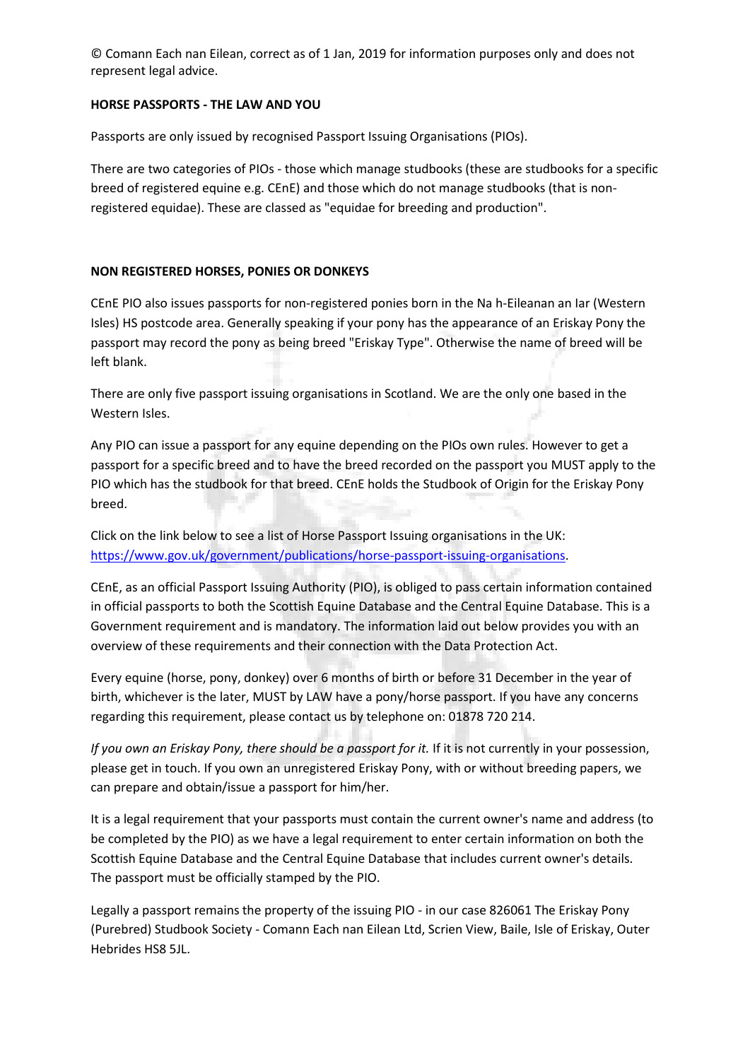© Comann Each nan Eilean, correct as of 1 Jan, 2019 for information purposes only and does not represent legal advice.

**HORSE PASSPORTS - THE LAW AND YOU**

Passports are only issued by recognised Passport Issuing Organisations (PIOs).

There are two categories of PIOs - those which manage studbooks (these are studbooks for a specific breed of registered equine e.g. CEnE) and those which do not manage studbooks (that is non-registered equidae). These are classed as "equidae for breeding and production".

**NON REGISTERED HORSES, PONIES OR DONKEYS**

CEnE PIO also issues passports for non-registered ponies born in the Na h-Eileanan an Iar (Western Isles) HS postcode area. Generally speaking if your pony has the appearance of an Eriskay Pony the passport may record the pony as being breed "Eriskay Type". Otherwise the name of breed will be left blank.

There are only five passport issuing organisations in Scotland. We are the only one based in the Western Isles.

Any PIO can issue a passport for any equine depending on the PIOs own rules. However to get a passport for a specific breed and to have the breed recorded on the passport you MUST apply to the PIO which has the studbook for that breed. CEnE holds the Studbook of Origin for the Eriskay Pony breed.

Click on the link below to see a list of Horse Passport Issuing organisations in the UK: [https://www.gov.uk/government/publications/horse-passport-issuing-organisations](https://www.gov.uk/government/publications/horse-passport-issuing-organisations).

CEnE, as an official Passport Issuing Authority (PIO), is obliged to pass certain information contained in official passports to both the Scottish Equine Database and the Central Equine Database. This is a Government requirement and is mandatory. The information laid out below provides you with an overview of these requirements and their connection with the Data Protection Act.

Every equine (horse, pony, donkey) over 6 months of birth or before 31 December in the year of birth, whichever is the later, MUST by LAW have a pony/horse passport. If you have any concerns regarding this requirement, please contact us by telephone on: 01878 720 214.

*If you own an Eriskay Pony, there should be a passport for it.* If it is not currently in your possession, please get in touch. If you own an unregistered Eriskay Pony, with or without breeding papers, we can prepare and obtain/issue a passport for him/her.

It is a legal requirement that your passports must contain the current owner's name and address (to be completed by the PIO) as we have a legal requirement to enter certain information on both the Scottish Equine Database and the Central Equine Database that includes current owner's details. The passport must be officially stamped by the PIO.

Legally a passport remains the property of the issuing PIO - in our case 826061 The Eriskay Pony (Purebred) Studbook Society - Comann Each nan Eilean Ltd, Scrien View, Baile, Isle of Eriskay, Outer Hebrides HS8 5JL.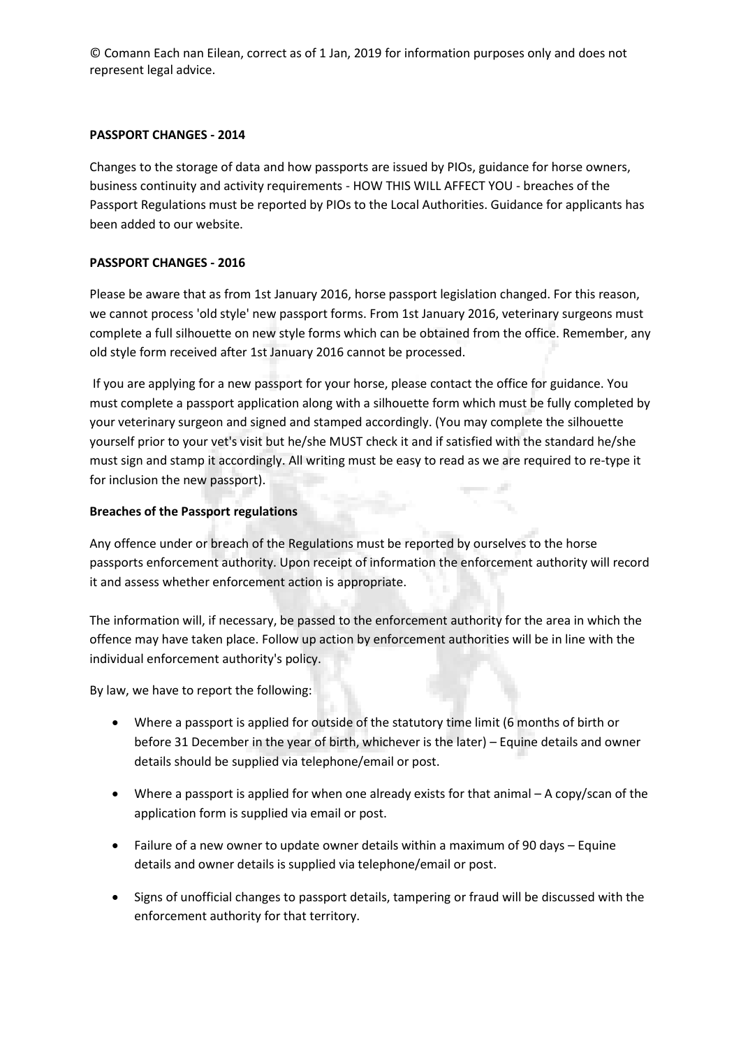© Comann Each nan Eilean, correct as of 1 Jan, 2019 for information purposes only and does not represent legal advice.

**PASSPORT CHANGES - 2014**

Changes to the storage of data and how passports are issued by PIOs, guidance for horse owners, business continuity and activity requirements - HOW THIS WILL AFFECT YOU - breaches of the Passport Regulations must be reported by PIOs to the Local Authorities. Guidance for applicants has been added to our website.

**PASSPORT CHANGES - 2016**

Please be aware that as from 1st January 2016, horse passport legislation changed. For this reason, we cannot process 'old style' new passport forms. From 1st January 2016, veterinary surgeons must complete a full silhouette on new style forms which can be obtained from the office. Remember, any old style form received after 1st January 2016 cannot be processed.

If you are applying for a new passport for your horse, please contact the office for guidance. You must complete a passport application along with a silhouette form which must be fully completed by your veterinary surgeon and signed and stamped accordingly. (You may complete the silhouette yourself prior to your vet's visit but he/she MUST check it and if satisfied with the standard he/she must sign and stamp it accordingly. All writing must be easy to read as we are required to re-type it for inclusion the new passport).

**Breaches of the Passport regulations**

Any offence under or breach of the Regulations must be reported by ourselves to the horse passports enforcement authority. Upon receipt of information the enforcement authority will record it and assess whether enforcement action is appropriate.

The information will, if necessary, be passed to the enforcement authority for the area in which the offence may have taken place. Follow up action by enforcement authorities will be in line with the individual enforcement authority's policy.

By law, we have to report the following:

- Where a passport is applied for outside of the statutory time limit (6 months of birth or before 31 December in the year of birth, whichever is the later) – Equine details and owner details should be supplied via telephone/email or post.
- Where a passport is applied for when one already exists for that animal – A copy/scan of the application form is supplied via email or post.
- Failure of a new owner to update owner details within a maximum of 90 days – Equine details and owner details is supplied via telephone/email or post.
- Signs of unofficial changes to passport details, tampering or fraud will be discussed with the enforcement authority for that territory.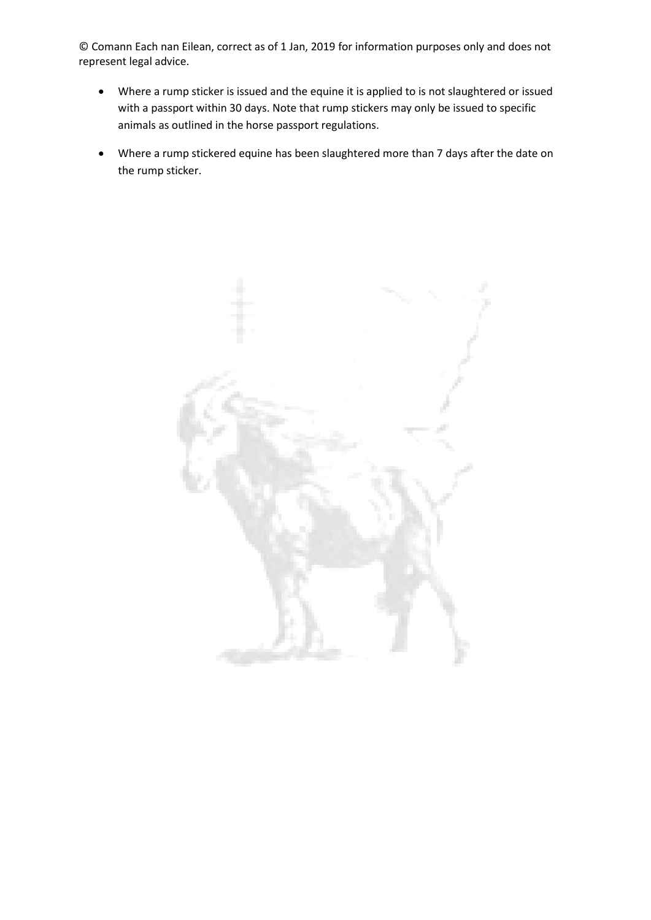- Where a rump sticker is issued and the equine it is applied to is not slaughtered or issued with a passport within 30 days. Note that rump stickers may only be issued to specific animals as outlined in the horse passport regulations.
- Where a rump stickered equine has been slaughtered more than 7 days after the date on the rump sticker.